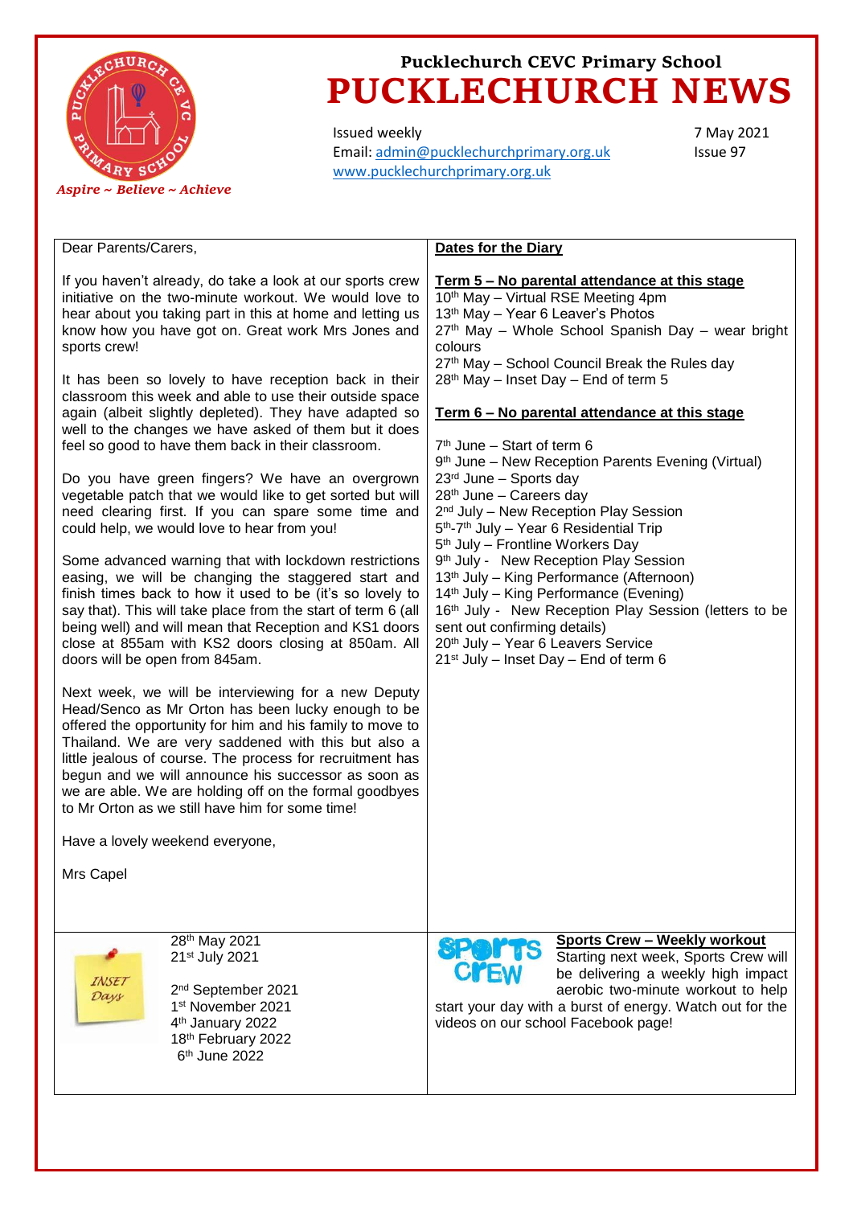Pucklechurch CEVC Primary School

# PUCKLECHURCH NEWS

*Aspire ~ Believe ~ Achieve*

Issued weekly
Email: admin@pucklechurchprimary.org.uk
www.pucklechurchprimary.org.uk

7 May 2021
Issue 97

Dear Parents/Carers,

If you haven't already, do take a look at our sports crew initiative on the two-minute workout. We would love to hear about you taking part in this at home and letting us know how you have got on. Great work Mrs Jones and sports crew!

It has been so lovely to have reception back in their classroom this week and able to use their outside space again (albeit slightly depleted). They have adapted so well to the changes we have asked of them but it does feel so good to have them back in their classroom.

Do you have green fingers? We have an overgrown vegetable patch that we would like to get sorted but will need clearing first. If you can spare some time and could help, we would love to hear from you!

Some advanced warning that with lockdown restrictions easing, we will be changing the staggered start and finish times back to how it used to be (it's so lovely to say that). This will take place from the start of term 6 (all being well) and will mean that Reception and KS1 doors close at 855am with KS2 doors closing at 850am. All doors will be open from 845am.

Next week, we will be interviewing for a new Deputy Head/Senco as Mr Orton has been lucky enough to be offered the opportunity for him and his family to move to Thailand. We are very saddened with this but also a little jealous of course. The process for recruitment has begun and we will announce his successor as soon as we are able. We are holding off on the formal goodbyes to Mr Orton as we still have him for some time!

Have a lovely weekend everyone,

Mrs Capel

## Dates for the Diary

**Term 5 – No parental attendance at this stage**

10th May – Virtual RSE Meeting 4pm
13th May – Year 6 Leaver's Photos
27th May – Whole School Spanish Day – wear bright colours
27th May – School Council Break the Rules day
28th May – Inset Day – End of term 5

**Term 6 – No parental attendance at this stage**

7th June – Start of term 6
9th June – New Reception Parents Evening (Virtual)
23rd June – Sports day
28th June – Careers day
2nd July – New Reception Play Session
5th-7th July – Year 6 Residential Trip
5th July – Frontline Workers Day
9th July - New Reception Play Session
13th July – King Performance (Afternoon)
14th July – King Performance (Evening)
16th July - New Reception Play Session (letters to be sent out confirming details)
20th July – Year 6 Leavers Service
21st July – Inset Day – End of term 6

**INSET Days**

28th May 2021
21st July 2021

2nd September 2021
1st November 2021
4th January 2022
18th February 2022
6th June 2022

**Sports Crew – Weekly workout**

Starting next week, Sports Crew will be delivering a weekly high impact aerobic two-minute workout to help start your day with a burst of energy. Watch out for the videos on our school Facebook page!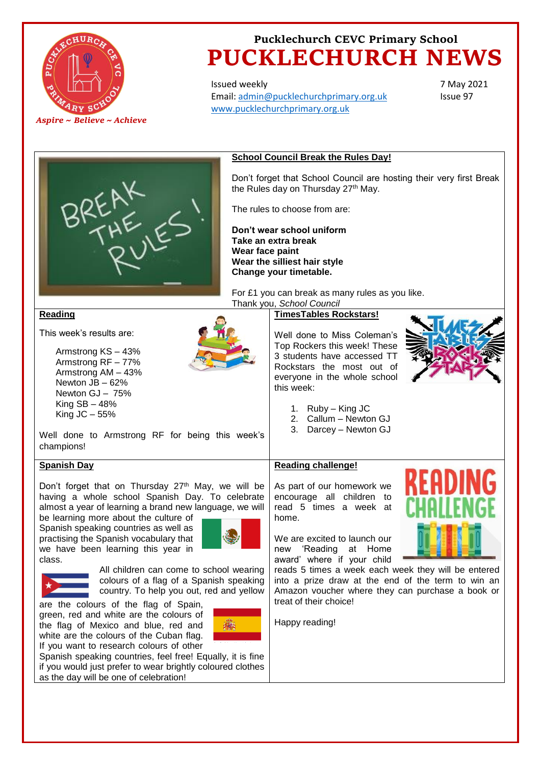# Pucklechurch CEVC Primary School

# PUCKLECHURCH NEWS

*Aspire ~ Believe ~ Achieve*

Issued weekly
Email: admin@pucklechurchprimary.org.uk
www.pucklechurchprimary.org.uk

7 May 2021
Issue 97

## School Council Break the Rules Day!

Don't forget that School Council are hosting their very first Break the Rules day on Thursday 27th May.

The rules to choose from are:

**Don't wear school uniform**
**Take an extra break**
**Wear face paint**
**Wear the silliest hair style**
**Change your timetable.**

For £1 you can break as many rules as you like.
Thank you, *School Council*

## Reading

This week's results are:

- Armstrong KS – 43%
- Armstrong RF – 77%
- Armstrong AM – 43%
- Newton JB – 62%
- Newton GJ – 75%
- King SB – 48%
- King JC – 55%

Well done to Armstrong RF for being this week's champions!

## TimesTables Rockstars!

Well done to Miss Coleman's Top Rockers this week! These 3 students have accessed TT Rockstars the most out of everyone in the whole school this week:

1. Ruby – King JC
2. Callum – Newton GJ
3. Darcey – Newton GJ

## Spanish Day

Don't forget that on Thursday 27th May, we will be having a whole school Spanish Day. To celebrate almost a year of learning a brand new language, we will be learning more about the culture of Spanish speaking countries as well as practising the Spanish vocabulary that we have been learning this year in class.

All children can come to school wearing colours of a flag of a Spanish speaking country. To help you out, red and yellow are the colours of the flag of Spain, green, red and white are the colours of the flag of Mexico and blue, red and white are the colours of the Cuban flag. If you want to research colours of other Spanish speaking countries, feel free! Equally, it is fine if you would just prefer to wear brightly coloured clothes as the day will be one of celebration!

## Reading challenge!

As part of our homework we encourage all children to read 5 times a week at home.

We are excited to launch our new 'Reading at Home award' where if your child reads 5 times a week each week they will be entered into a prize draw at the end of the term to win an Amazon voucher where they can purchase a book or treat of their choice!

Happy reading!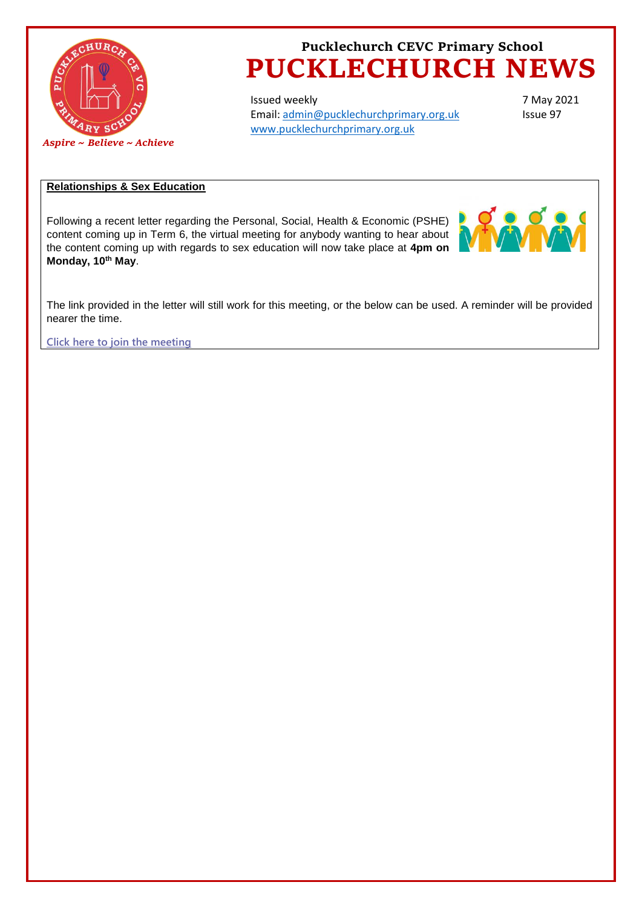Pucklechurch CEVC Primary School

# PUCKLECHURCH NEWS

*Aspire ~ Believe ~ Achieve*

Issued weekly
Email: admin@pucklechurchprimary.org.uk
www.pucklechurchprimary.org.uk

7 May 2021
Issue 97

## Relationships & Sex Education

Following a recent letter regarding the Personal, Social, Health & Economic (PSHE) content coming up in Term 6, the virtual meeting for anybody wanting to hear about the content coming up with regards to sex education will now take place at **4pm on Monday, 10th May**.

The link provided in the letter will still work for this meeting, or the below can be used. A reminder will be provided nearer the time.

Click here to join the meeting